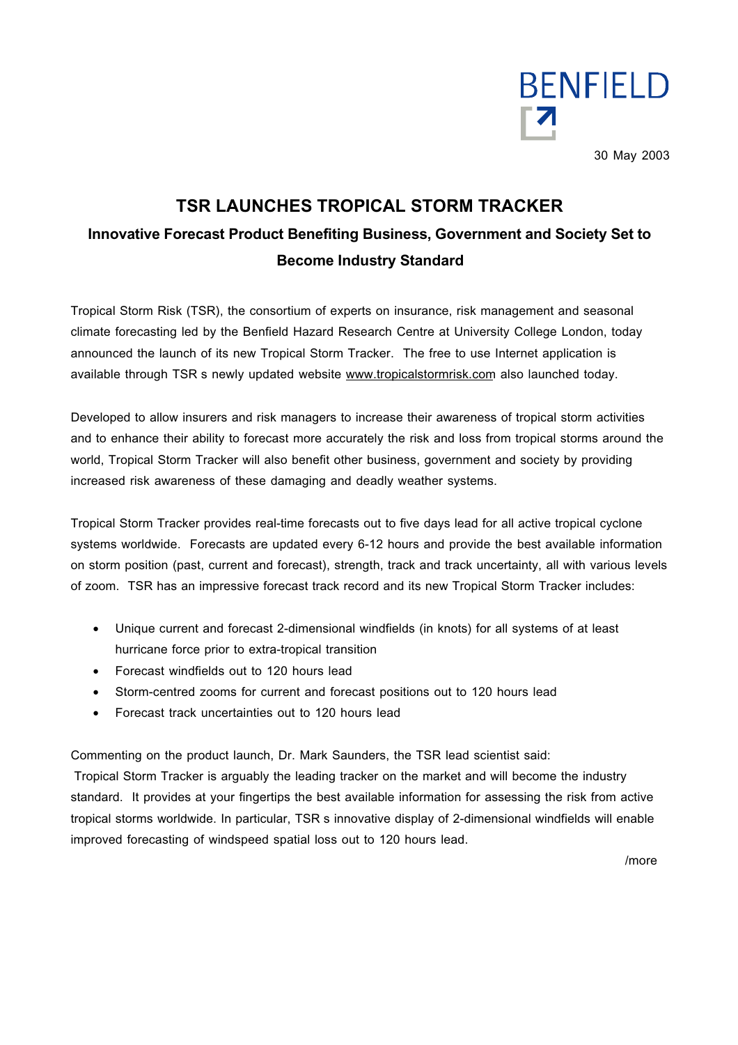BENFIELD

30 May 2003

# TSR LAUNCHES TROPICAL STORM TRACKER

## Innovative Forecast Product Benefiting Business, Government and Society Set to Become Industry Standard

Tropical Storm Risk (TSR), the consortium of experts on insurance, risk management and seasonal climate forecasting led by the Benfield Hazard Research Centre at University College London, today announced the launch of its new Tropical Storm Tracker. The free to use Internet application is available through TSR s newly updated website www.tropicalstormrisk.com also launched today.

Developed to allow insurers and risk managers to increase their awareness of tropical storm activities and to enhance their ability to forecast more accurately the risk and loss from tropical storms around the world, Tropical Storm Tracker will also benefit other business, government and society by providing increased risk awareness of these damaging and deadly weather systems.

Tropical Storm Tracker provides real-time forecasts out to five days lead for all active tropical cyclone systems worldwide. Forecasts are updated every 6-12 hours and provide the best available information on storm position (past, current and forecast), strength, track and track uncertainty, all with various levels of zoom. TSR has an impressive forecast track record and its new Tropical Storm Tracker includes:

- Unique current and forecast 2-dimensional windfields (in knots) for all systems of at least hurricane force prior to extra-tropical transition
- Forecast windfields out to 120 hours lead
- Storm-centred zooms for current and forecast positions out to 120 hours lead
- Forecast track uncertainties out to 120 hours lead

Commenting on the product launch, Dr. Mark Saunders, the TSR lead scientist said:
Tropical Storm Tracker is arguably the leading tracker on the market and will become the industry standard. It provides at your fingertips the best available information for assessing the risk from active tropical storms worldwide. In particular, TSR s innovative display of 2-dimensional windfields will enable improved forecasting of windspeed spatial loss out to 120 hours lead.

/more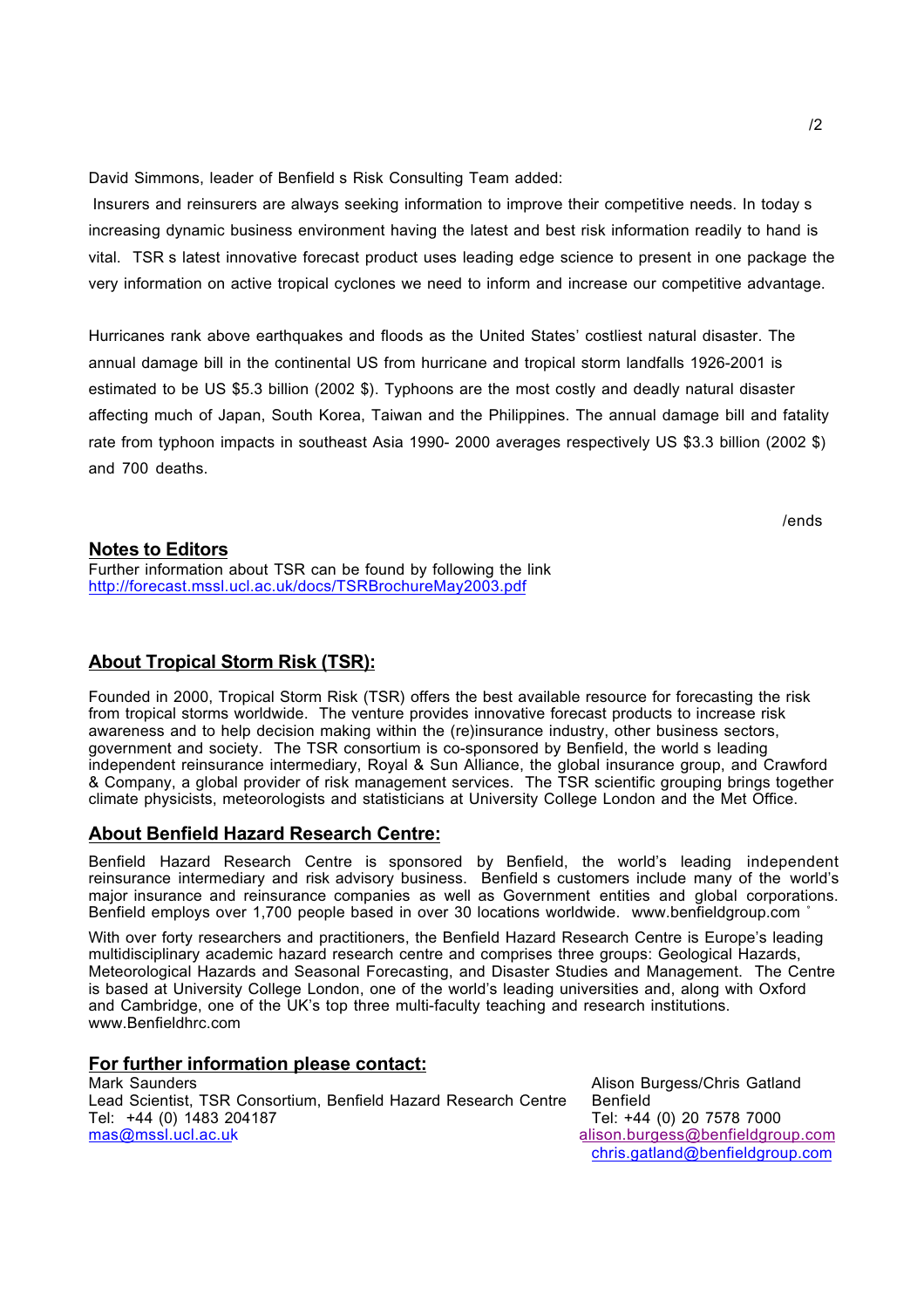David Simmons, leader of Benfield s Risk Consulting Team added:

Insurers and reinsurers are always seeking information to improve their competitive needs. In today s increasing dynamic business environment having the latest and best risk information readily to hand is vital. TSR s latest innovative forecast product uses leading edge science to present in one package the very information on active tropical cyclones we need to inform and increase our competitive advantage.

Hurricanes rank above earthquakes and floods as the United States' costliest natural disaster. The annual damage bill in the continental US from hurricane and tropical storm landfalls 1926-2001 is estimated to be US $5.3 billion (2002 $). Typhoons are the most costly and deadly natural disaster affecting much of Japan, South Korea, Taiwan and the Philippines. The annual damage bill and fatality rate from typhoon impacts in southeast Asia 1990- 2000 averages respectively US $3.3 billion (2002 $) and 700 deaths.

/ends

## Notes to Editors

Further information about TSR can be found by following the link
http://forecast.mssl.ucl.ac.uk/docs/TSRBrochureMay2003.pdf

## About Tropical Storm Risk (TSR):

Founded in 2000, Tropical Storm Risk (TSR) offers the best available resource for forecasting the risk from tropical storms worldwide. The venture provides innovative forecast products to increase risk awareness and to help decision making within the (re)insurance industry, other business sectors, government and society. The TSR consortium is co-sponsored by Benfield, the world s leading independent reinsurance intermediary, Royal & Sun Alliance, the global insurance group, and Crawford & Company, a global provider of risk management services. The TSR scientific grouping brings together climate physicists, meteorologists and statisticians at University College London and the Met Office.

## About Benfield Hazard Research Centre:

Benfield Hazard Research Centre is sponsored by Benfield, the world's leading independent reinsurance intermediary and risk advisory business. Benfield s customers include many of the world's major insurance and reinsurance companies as well as Government entities and global corporations. Benfield employs over 1,700 people based in over 30 locations worldwide. www.benfieldgroup.com

With over forty researchers and practitioners, the Benfield Hazard Research Centre is Europe's leading multidisciplinary academic hazard research centre and comprises three groups: Geological Hazards, Meteorological Hazards and Seasonal Forecasting, and Disaster Studies and Management. The Centre is based at University College London, one of the world's leading universities and, along with Oxford and Cambridge, one of the UK's top three multi-faculty teaching and research institutions.
www.Benfieldhrc.com

## For further information please contact:

Mark Saunders
Lead Scientist, TSR Consortium, Benfield Hazard Research Centre
Tel: +44 (0) 1483 204187
mas@mssl.ucl.ac.uk

Alison Burgess/Chris Gatland
Benfield
Tel: +44 (0) 20 7578 7000
alison.burgess@benfieldgroup.com
chris.gatland@benfieldgroup.com